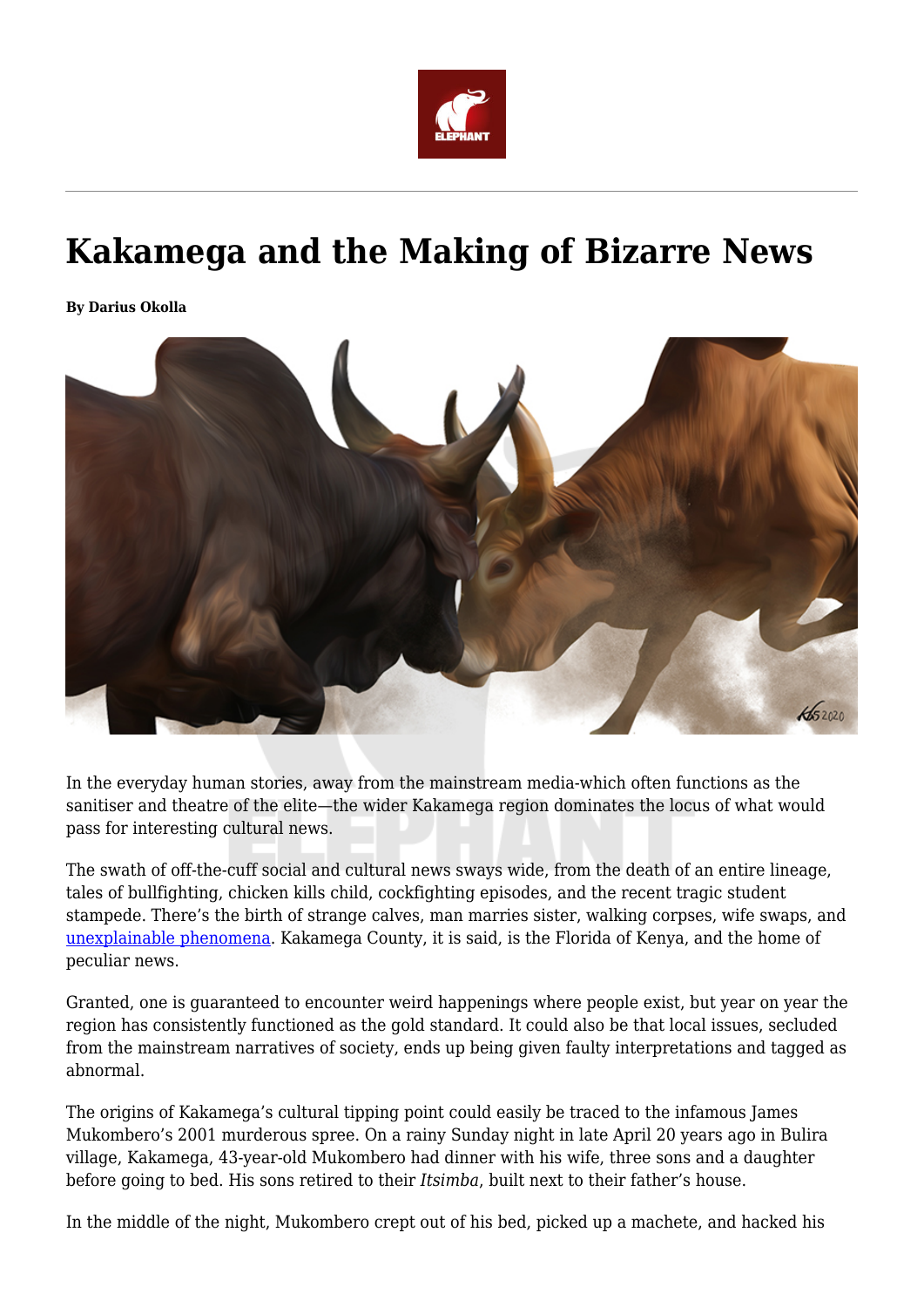# Kakamega and the Making of Bizarre News

**By Darius Okolla**

In the everyday human stories, away from the mainstream media-which often functions as the sanitiser and theatre of the elite—the wider Kakamega region dominates the locus of what would pass for interesting cultural news.

The swath of off-the-cuff social and cultural news sways wide, from the death of an entire lineage, tales of bullfighting, chicken kills child, cockfighting episodes, and the recent tragic student stampede. There's the birth of strange calves, man marries sister, walking corpses, wife swaps, and unexplainable phenomena. Kakamega County, it is said, is the Florida of Kenya, and the home of peculiar news.

Granted, one is guaranteed to encounter weird happenings where people exist, but year on year the region has consistently functioned as the gold standard. It could also be that local issues, secluded from the mainstream narratives of society, ends up being given faulty interpretations and tagged as abnormal.

The origins of Kakamega's cultural tipping point could easily be traced to the infamous James Mukombero's 2001 murderous spree. On a rainy Sunday night in late April 20 years ago in Bulira village, Kakamega, 43-year-old Mukombero had dinner with his wife, three sons and a daughter before going to bed. His sons retired to their *Itsimba*, built next to their father's house.

In the middle of the night, Mukombero crept out of his bed, picked up a machete, and hacked his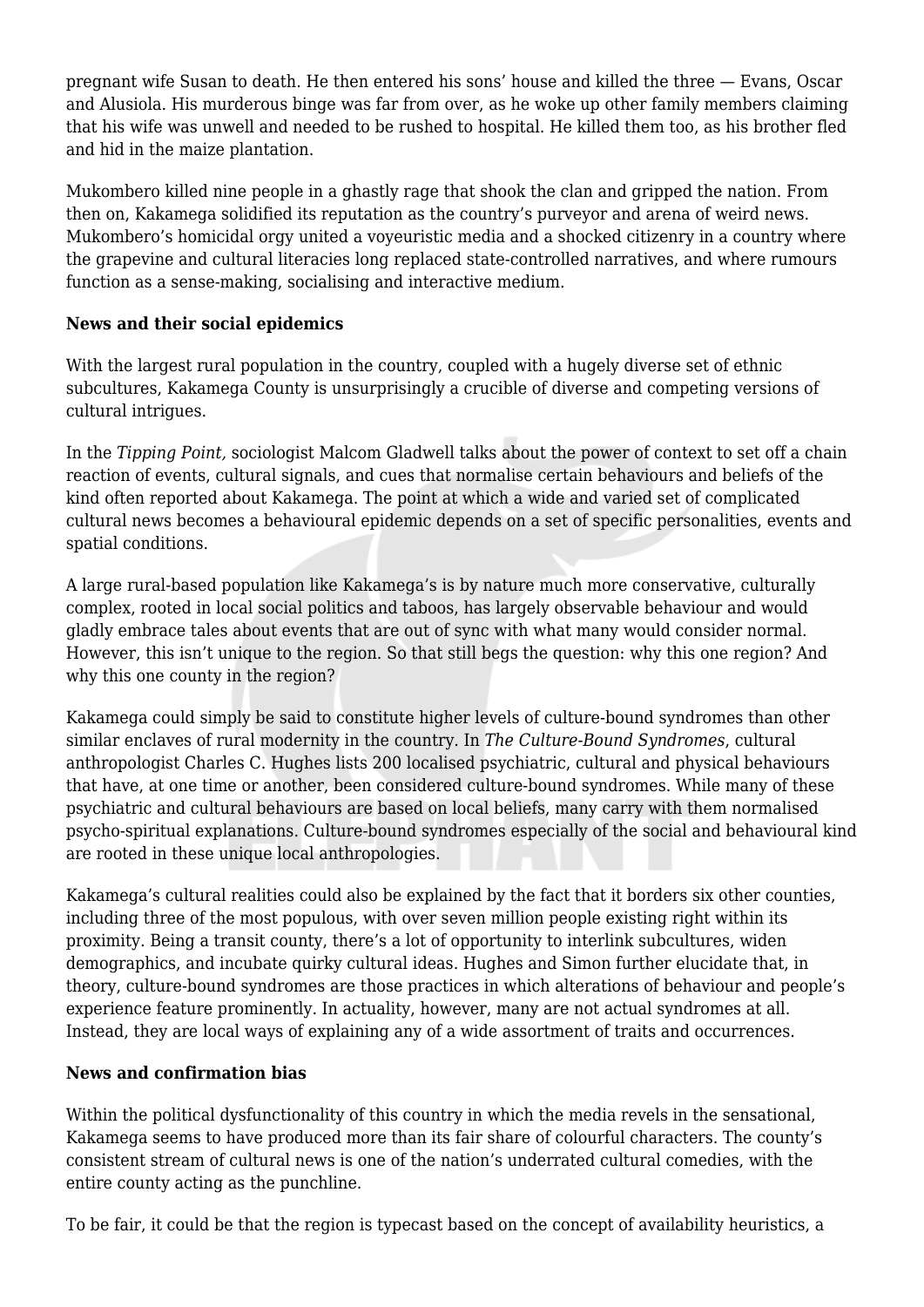pregnant wife Susan to death. He then entered his sons' house and killed the three — Evans, Oscar and Alusiola. His murderous binge was far from over, as he woke up other family members claiming that his wife was unwell and needed to be rushed to hospital. He killed them too, as his brother fled and hid in the maize plantation.

Mukombero killed nine people in a ghastly rage that shook the clan and gripped the nation. From then on, Kakamega solidified its reputation as the country's purveyor and arena of weird news. Mukombero's homicidal orgy united a voyeuristic media and a shocked citizenry in a country where the grapevine and cultural literacies long replaced state-controlled narratives, and where rumours function as a sense-making, socialising and interactive medium.

**News and their social epidemics**

With the largest rural population in the country, coupled with a hugely diverse set of ethnic subcultures, Kakamega County is unsurprisingly a crucible of diverse and competing versions of cultural intrigues.

In the *Tipping Point,* sociologist Malcom Gladwell talks about the power of context to set off a chain reaction of events, cultural signals, and cues that normalise certain behaviours and beliefs of the kind often reported about Kakamega. The point at which a wide and varied set of complicated cultural news becomes a behavioural epidemic depends on a set of specific personalities, events and spatial conditions.

A large rural-based population like Kakamega's is by nature much more conservative, culturally complex, rooted in local social politics and taboos, has largely observable behaviour and would gladly embrace tales about events that are out of sync with what many would consider normal. However, this isn't unique to the region. So that still begs the question: why this one region? And why this one county in the region?

Kakamega could simply be said to constitute higher levels of culture-bound syndromes than other similar enclaves of rural modernity in the country. In *The Culture-Bound Syndromes*, cultural anthropologist Charles C. Hughes lists 200 localised psychiatric, cultural and physical behaviours that have, at one time or another, been considered culture-bound syndromes. While many of these psychiatric and cultural behaviours are based on local beliefs, many carry with them normalised psycho-spiritual explanations. Culture-bound syndromes especially of the social and behavioural kind are rooted in these unique local anthropologies.

Kakamega's cultural realities could also be explained by the fact that it borders six other counties, including three of the most populous, with over seven million people existing right within its proximity. Being a transit county, there's a lot of opportunity to interlink subcultures, widen demographics, and incubate quirky cultural ideas. Hughes and Simon further elucidate that, in theory, culture-bound syndromes are those practices in which alterations of behaviour and people's experience feature prominently. In actuality, however, many are not actual syndromes at all. Instead, they are local ways of explaining any of a wide assortment of traits and occurrences.

**News and confirmation bias**

Within the political dysfunctionality of this country in which the media revels in the sensational, Kakamega seems to have produced more than its fair share of colourful characters. The county's consistent stream of cultural news is one of the nation's underrated cultural comedies, with the entire county acting as the punchline.

To be fair, it could be that the region is typecast based on the concept of availability heuristics, a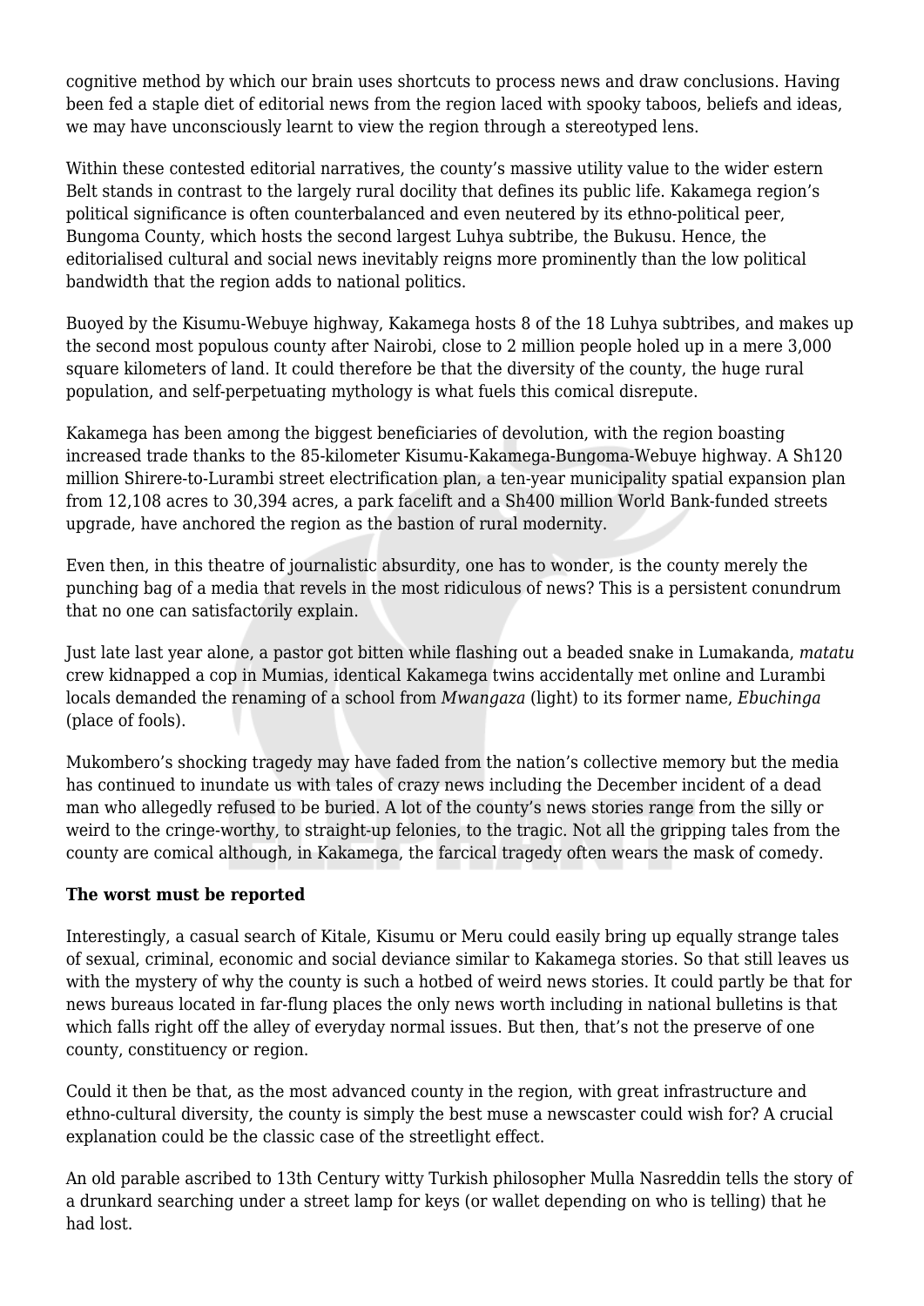cognitive method by which our brain uses shortcuts to process news and draw conclusions. Having been fed a staple diet of editorial news from the region laced with spooky taboos, beliefs and ideas, we may have unconsciously learnt to view the region through a stereotyped lens.

Within these contested editorial narratives, the county's massive utility value to the wider estern Belt stands in contrast to the largely rural docility that defines its public life. Kakamega region's political significance is often counterbalanced and even neutered by its ethno-political peer, Bungoma County, which hosts the second largest Luhya subtribe, the Bukusu. Hence, the editorialised cultural and social news inevitably reigns more prominently than the low political bandwidth that the region adds to national politics.

Buoyed by the Kisumu-Webuye highway, Kakamega hosts 8 of the 18 Luhya subtribes, and makes up the second most populous county after Nairobi, close to 2 million people holed up in a mere 3,000 square kilometers of land. It could therefore be that the diversity of the county, the huge rural population, and self-perpetuating mythology is what fuels this comical disrepute.

Kakamega has been among the biggest beneficiaries of devolution, with the region boasting increased trade thanks to the 85-kilometer Kisumu-Kakamega-Bungoma-Webuye highway. A Sh120 million Shirere-to-Lurambi street electrification plan, a ten-year municipality spatial expansion plan from 12,108 acres to 30,394 acres, a park facelift and a Sh400 million World Bank-funded streets upgrade, have anchored the region as the bastion of rural modernity.

Even then, in this theatre of journalistic absurdity, one has to wonder, is the county merely the punching bag of a media that revels in the most ridiculous of news? This is a persistent conundrum that no one can satisfactorily explain.

Just late last year alone, a pastor got bitten while flashing out a beaded snake in Lumakanda, *matatu* crew kidnapped a cop in Mumias, identical Kakamega twins accidentally met online and Lurambi locals demanded the renaming of a school from *Mwangaza* (light) to its former name, *Ebuchinga* (place of fools).

Mukombero's shocking tragedy may have faded from the nation's collective memory but the media has continued to inundate us with tales of crazy news including the December incident of a dead man who allegedly refused to be buried. A lot of the county's news stories range from the silly or weird to the cringe-worthy, to straight-up felonies, to the tragic. Not all the gripping tales from the county are comical although, in Kakamega, the farcical tragedy often wears the mask of comedy.

**The worst must be reported**

Interestingly, a casual search of Kitale, Kisumu or Meru could easily bring up equally strange tales of sexual, criminal, economic and social deviance similar to Kakamega stories. So that still leaves us with the mystery of why the county is such a hotbed of weird news stories. It could partly be that for news bureaus located in far-flung places the only news worth including in national bulletins is that which falls right off the alley of everyday normal issues. But then, that's not the preserve of one county, constituency or region.

Could it then be that, as the most advanced county in the region, with great infrastructure and ethno-cultural diversity, the county is simply the best muse a newscaster could wish for? A crucial explanation could be the classic case of the streetlight effect.

An old parable ascribed to 13th Century witty Turkish philosopher Mulla Nasreddin tells the story of a drunkard searching under a street lamp for keys (or wallet depending on who is telling) that he had lost.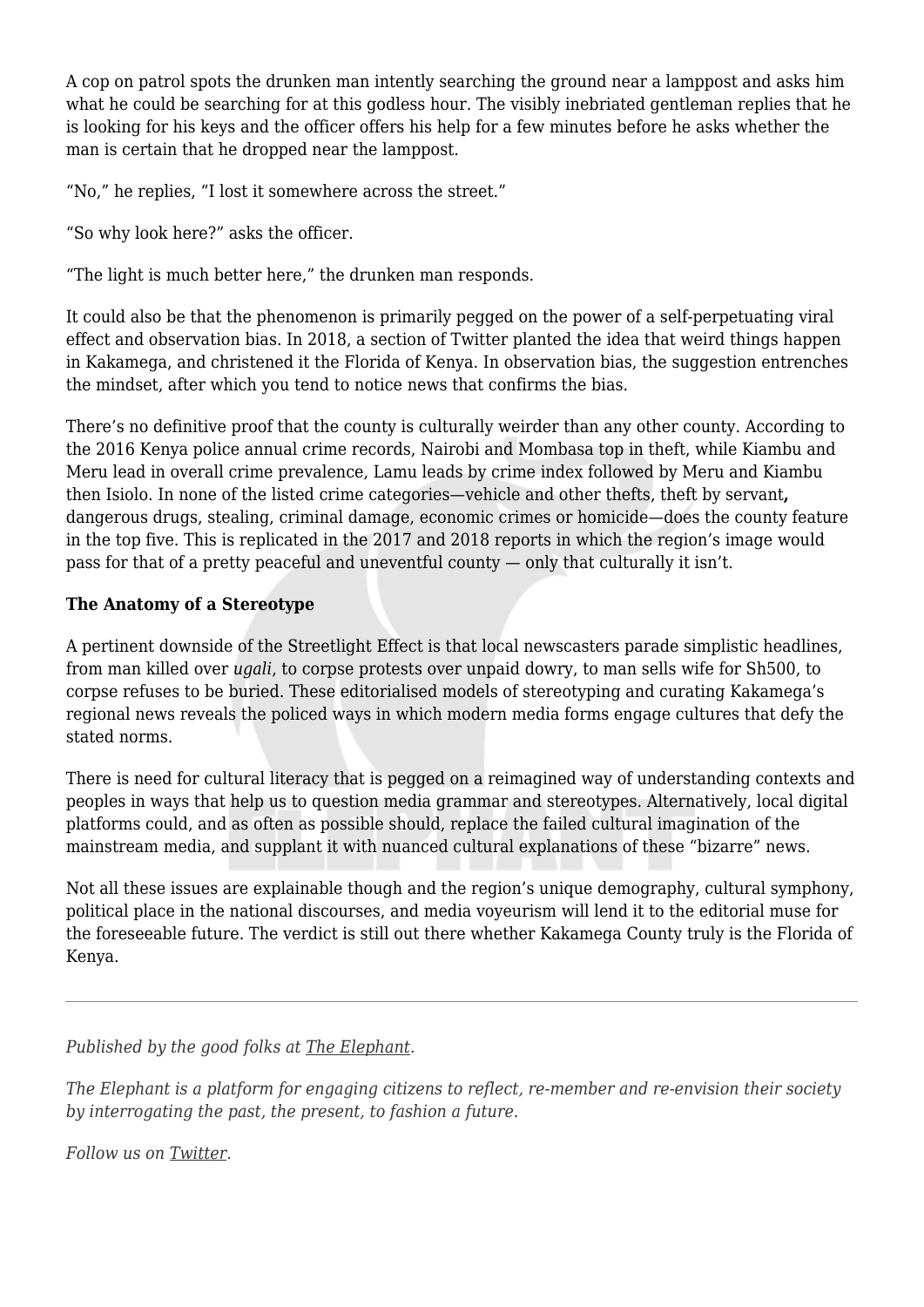A cop on patrol spots the drunken man intently searching the ground near a lamppost and asks him what he could be searching for at this godless hour. The visibly inebriated gentleman replies that he is looking for his keys and the officer offers his help for a few minutes before he asks whether the man is certain that he dropped near the lamppost.

"No," he replies, "I lost it somewhere across the street."

"So why look here?" asks the officer.

"The light is much better here," the drunken man responds.

It could also be that the phenomenon is primarily pegged on the power of a self-perpetuating viral effect and observation bias. In 2018, a section of Twitter planted the idea that weird things happen in Kakamega, and christened it the Florida of Kenya. In observation bias, the suggestion entrenches the mindset, after which you tend to notice news that confirms the bias.

There's no definitive proof that the county is culturally weirder than any other county. According to the 2016 Kenya police annual crime records, Nairobi and Mombasa top in theft, while Kiambu and Meru lead in overall crime prevalence, Lamu leads by crime index followed by Meru and Kiambu then Isiolo. In none of the listed crime categories—vehicle and other thefts, theft by servant**,** dangerous drugs, stealing, criminal damage, economic crimes or homicide—does the county feature in the top five. This is replicated in the 2017 and 2018 reports in which the region's image would pass for that of a pretty peaceful and uneventful county — only that culturally it isn't.

**The Anatomy of a Stereotype**

A pertinent downside of the Streetlight Effect is that local newscasters parade simplistic headlines, from man killed over *ugali*, to corpse protests over unpaid dowry, to man sells wife for Sh500, to corpse refuses to be buried. These editorialised models of stereotyping and curating Kakamega's regional news reveals the policed ways in which modern media forms engage cultures that defy the stated norms.

There is need for cultural literacy that is pegged on a reimagined way of understanding contexts and peoples in ways that help us to question media grammar and stereotypes. Alternatively, local digital platforms could, and as often as possible should, replace the failed cultural imagination of the mainstream media, and supplant it with nuanced cultural explanations of these "bizarre" news.

Not all these issues are explainable though and the region's unique demography, cultural symphony, political place in the national discourses, and media voyeurism will lend it to the editorial muse for the foreseeable future. The verdict is still out there whether Kakamega County truly is the Florida of Kenya.

---

*Published by the good folks at The Elephant.*

*The Elephant is a platform for engaging citizens to reflect, re-member and re-envision their society by interrogating the past, the present, to fashion a future.*

*Follow us on Twitter.*